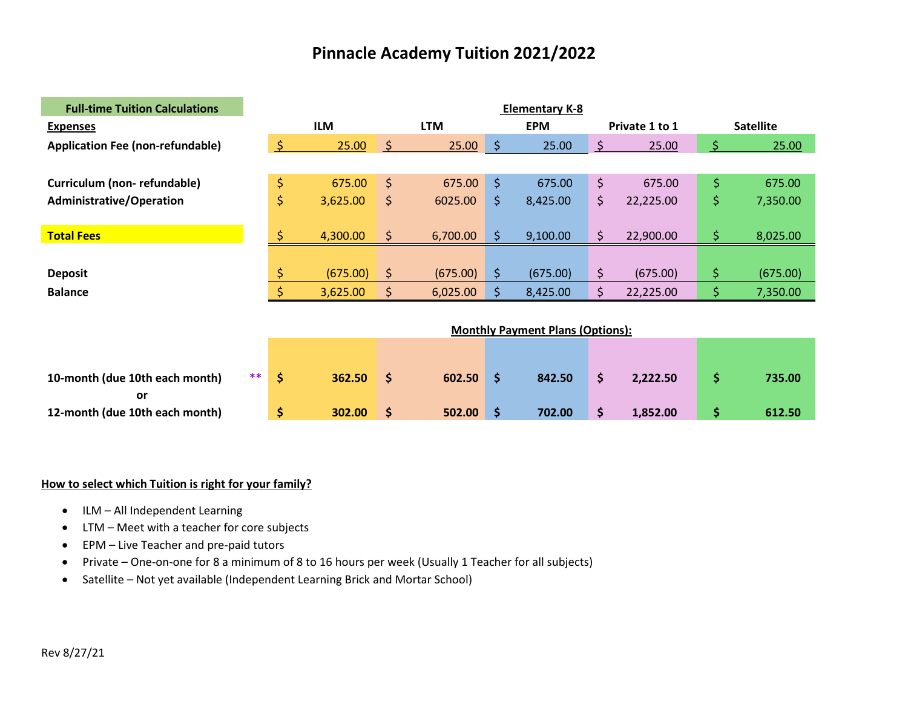# Pinnacle Academy Tuition 2021/2022

| Full-time Tuition Calculations | Elementary K-8 | | | | |
|---|---|---|---|---|---|
| **Expenses** | **ILM** | **LTM** | **EPM** | **Private 1 to 1** | **Satellite** |
| **Application Fee (non-refundable)** | $ 25.00 | $ 25.00 | $ 25.00 | $ 25.00 | $ 25.00 |
| **Curriculum (non- refundable)** | $ 675.00 | $ 675.00 | $ 675.00 | $ 675.00 | $ 675.00 |
| **Administrative/Operation** | $ 3,625.00 | $ 6025.00 | $ 8,425.00 | $ 22,225.00 | $ 7,350.00 |
| **Total Fees** | $ 4,300.00 | $ 6,700.00 | $ 9,100.00 | $ 22,900.00 | $ 8,025.00 |
| **Deposit** | $ (675.00) | $ (675.00) | $ (675.00) | $ (675.00) | $ (675.00) |
| **Balance** | $ 3,625.00 | $ 6,025.00 | $ 8,425.00 | $ 22,225.00 | $ 7,350.00 |

**Monthly Payment Plans (Options):**

| | ILM | LTM | EPM | Private 1 to 1 | Satellite |
|---|---|---|---|---|---|
| **10-month (due 10th each month)** ** | **$ 362.50** | **$ 602.50** | **$ 842.50** | **$ 2,222.50** | **$ 735.00** |
| **or** | | | | | |
| **12-month (due 10th each month)** | **$ 302.00** | **$ 502.00** | **$ 702.00** | **$ 1,852.00** | **$ 612.50** |

**How to select which Tuition is right for your family?**

- ILM – All Independent Learning
- LTM – Meet with a teacher for core subjects
- EPM – Live Teacher and pre-paid tutors
- Private – One-on-one for 8 a minimum of 8 to 16 hours per week (Usually 1 Teacher for all subjects)
- Satellite – Not yet available (Independent Learning Brick and Mortar School)

Rev 8/27/21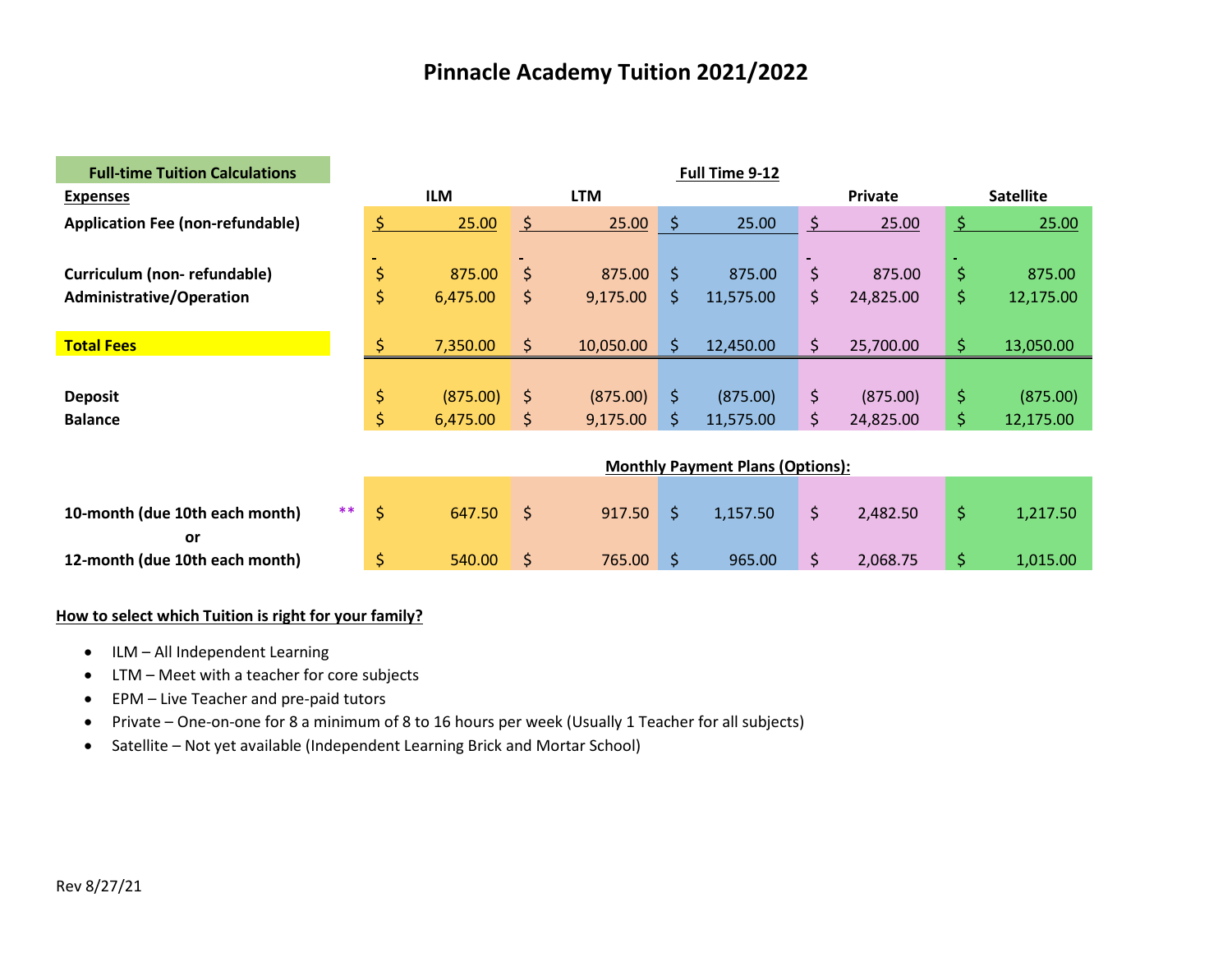# Pinnacle Academy Tuition 2021/2022

| Full-time Tuition Calculations | Full Time 9-12 | | | | |
|---|---|---|---|---|---|
| Expenses | ILM | LTM | | Private | Satellite |
| Application Fee (non-refundable) | $ 25.00 | $ 25.00 | $ 25.00 | $ 25.00 | $ 25.00 |
| Curriculum (non- refundable) | $ 875.00 | $ 875.00 | $ 875.00 | $ 875.00 | $ 875.00 |
| Administrative/Operation | $ 6,475.00 | $ 9,175.00 | $ 11,575.00 | $ 24,825.00 | $ 12,175.00 |
| **Total Fees** | $ 7,350.00 | $ 10,050.00 | $ 12,450.00 | $ 25,700.00 | $ 13,050.00 |
| Deposit | $ (875.00) | $ (875.00) | $ (875.00) | $ (875.00) | $ (875.00) |
| Balance | $ 6,475.00 | $ 9,175.00 | $ 11,575.00 | $ 24,825.00 | $ 12,175.00 |

**Monthly Payment Plans (Options):**

| | ILM | LTM | | Private | Satellite |
|---|---|---|---|---|---|
| 10-month (due 10th each month) ** | $ 647.50 | $ 917.50 | $ 1,157.50 | $ 2,482.50 | $ 1,217.50 |
| or | | | | | |
| 12-month (due 10th each month) | $ 540.00 | $ 765.00 | $ 965.00 | $ 2,068.75 | $ 1,015.00 |

**How to select which Tuition is right for your family?**

- ILM – All Independent Learning
- LTM – Meet with a teacher for core subjects
- EPM – Live Teacher and pre-paid tutors
- Private – One-on-one for 8 a minimum of 8 to 16 hours per week (Usually 1 Teacher for all subjects)
- Satellite – Not yet available (Independent Learning Brick and Mortar School)

Rev 8/27/21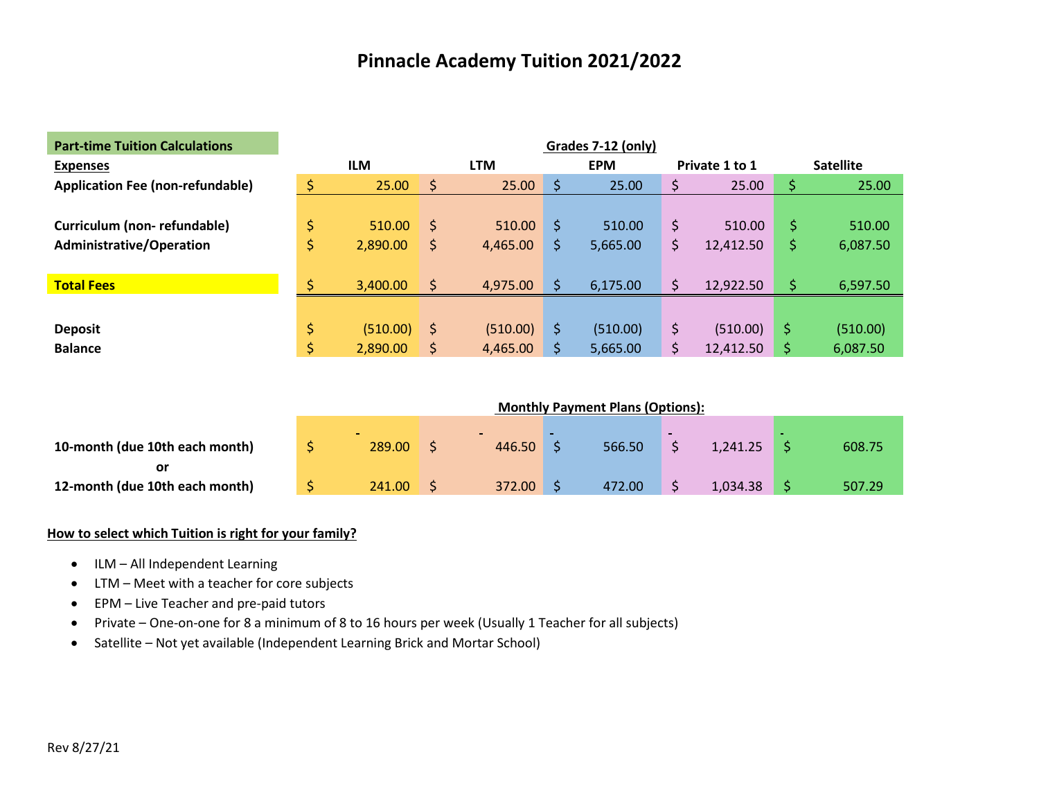# Pinnacle Academy Tuition 2021/2022

| Part-time Tuition Calculations | Grades 7-12 (only) | | | | |
|---|---|---|---|---|---|
| **Expenses** | **ILM** | **LTM** | **EPM** | **Private 1 to 1** | **Satellite** |
| **Application Fee (non-refundable)** | $ 25.00 | $ 25.00 | $ 25.00 | $ 25.00 | $ 25.00 |
| **Curriculum (non- refundable)** | $ 510.00 | $ 510.00 | $ 510.00 | $ 510.00 | $ 510.00 |
| **Administrative/Operation** | $ 2,890.00 | $ 4,465.00 | $ 5,665.00 | $ 12,412.50 | $ 6,087.50 |
| **Total Fees** | $ 3,400.00 | $ 4,975.00 | $ 6,175.00 | $ 12,922.50 | $ 6,597.50 |
| **Deposit** | $ (510.00) | $ (510.00) | $ (510.00) | $ (510.00) | $ (510.00) |
| **Balance** | $ 2,890.00 | $ 4,465.00 | $ 5,665.00 | $ 12,412.50 | $ 6,087.50 |

**Monthly Payment Plans (Options):**

| | ILM | LTM | EPM | Private 1 to 1 | Satellite |
|---|---|---|---|---|---|
| **10-month (due 10th each month)** | $ 289.00 | $ 446.50 | $ 566.50 | $ 1,241.25 | $ 608.75 |
| **or** | | | | | |
| **12-month (due 10th each month)** | $ 241.00 | $ 372.00 | $ 472.00 | $ 1,034.38 | $ 507.29 |

**How to select which Tuition is right for your family?**

- ILM – All Independent Learning
- LTM – Meet with a teacher for core subjects
- EPM – Live Teacher and pre-paid tutors
- Private – One-on-one for 8 a minimum of 8 to 16 hours per week (Usually 1 Teacher for all subjects)
- Satellite – Not yet available (Independent Learning Brick and Mortar School)

Rev 8/27/21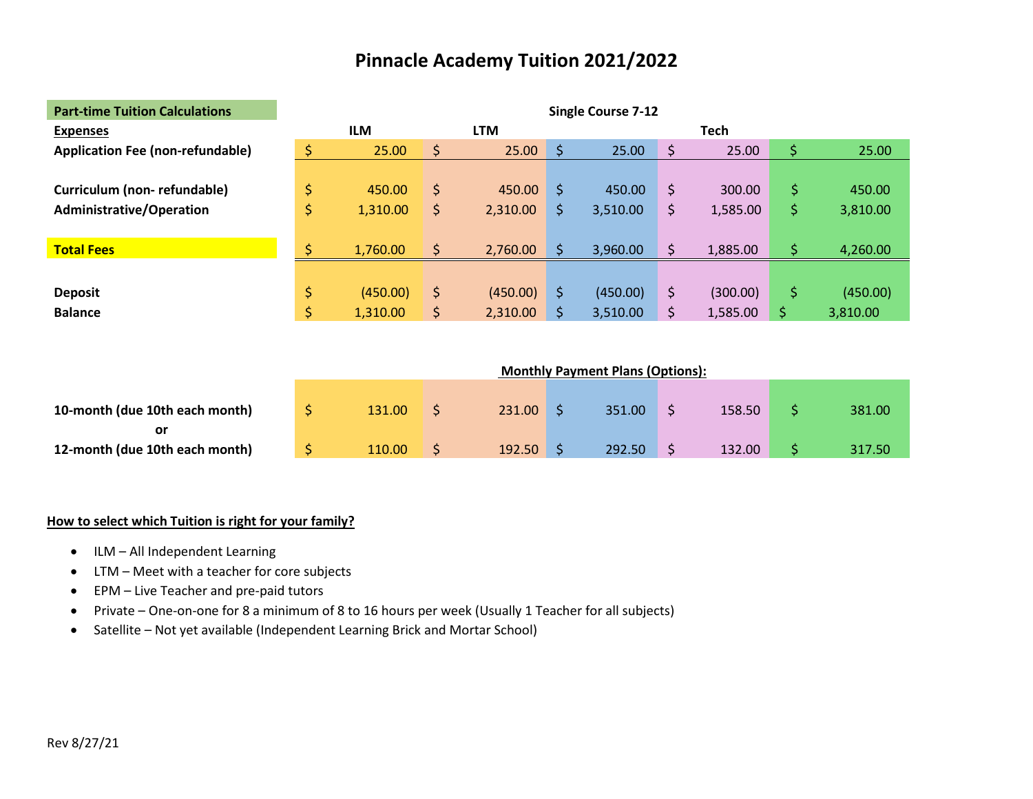# Pinnacle Academy Tuition 2021/2022

| Part-time Tuition Calculations | Single Course 7-12 | | | | |
|---|---|---|---|---|---|
| Expenses | ILM | LTM | | Tech | |
| Application Fee (non-refundable) | $ 25.00 | $ 25.00 | $ 25.00 | $ 25.00 | $ 25.00 |
| Curriculum (non- refundable) | $ 450.00 | $ 450.00 | $ 450.00 | $ 300.00 | $ 450.00 |
| Administrative/Operation | $ 1,310.00 | $ 2,310.00 | $ 3,510.00 | $ 1,585.00 | $ 3,810.00 |
| Total Fees | $ 1,760.00 | $ 2,760.00 | $ 3,960.00 | $ 1,885.00 | $ 4,260.00 |
| Deposit | $ (450.00) | $ (450.00) | $ (450.00) | $ (300.00) | $ (450.00) |
| Balance | $ 1,310.00 | $ 2,310.00 | $ 3,510.00 | $ 1,585.00 | $ 3,810.00 |
| **Monthly Payment Plans (Options):** | | | | | |
| 10-month (due 10th each month) | $ 131.00 | $ 231.00 | $ 351.00 | $ 158.50 | $ 381.00 |
| or | | | | | |
| 12-month (due 10th each month) | $ 110.00 | $ 192.50 | $ 292.50 | $ 132.00 | $ 317.50 |

**How to select which Tuition is right for your family?**

- ILM – All Independent Learning
- LTM – Meet with a teacher for core subjects
- EPM – Live Teacher and pre-paid tutors
- Private – One-on-one for 8 a minimum of 8 to 16 hours per week (Usually 1 Teacher for all subjects)
- Satellite – Not yet available (Independent Learning Brick and Mortar School)

Rev 8/27/21